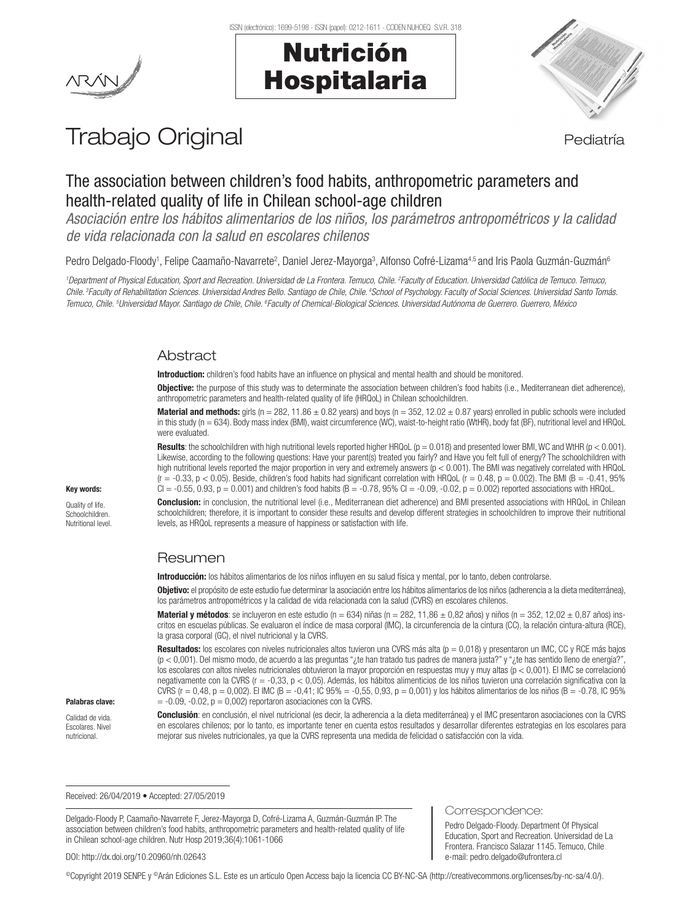# Trabajo Original

Pediatría

## The association between children's food habits, anthropometric parameters and health-related quality of life in Chilean school-age children

*Asociación entre los hábitos alimentarios de los niños, los parámetros antropométricos y la calidad de vida relacionada con la salud en escolares chilenos*

Pedro Delgado-Floody[1], Felipe Caamaño-Navarrete[2], Daniel Jerez-Mayorga[3], Alfonso Cofré-Lizama[4,5] and Iris Paola Guzmán-Guzmán[6]

*[1]Department of Physical Education, Sport and Recreation. Universidad de La Frontera. Temuco, Chile. [2]Faculty of Education. Universidad Católica de Temuco. Temuco, Chile. [3]Faculty of Rehabilitation Sciences. Universidad Andres Bello. Santiago de Chile, Chile. [4]School of Psychology. Faculty of Social Sciences. Universidad Santo Tomás. Temuco, Chile. [5]Universidad Mayor. Santiago de Chile, Chile. [6]Faculty of Chemical-Biological Sciences. Universidad Autónoma de Guerrero. Guerrero, México*

### Abstract

**Introduction:** children's food habits have an influence on physical and mental health and should be monitored.

**Objective:** the purpose of this study was to determinate the association between children's food habits (i.e., Mediterranean diet adherence), anthropometric parameters and health-related quality of life (HRQoL) in Chilean schoolchildren.

**Material and methods:** girls (n = 282, 11.86 ± 0.82 years) and boys (n = 352, 12.02 ± 0.87 years) enrolled in public schools were included in this study (n = 634). Body mass index (BMI), waist circumference (WC), waist-to-height ratio (WtHR), body fat (BF), nutritional level and HRQoL were evaluated.

**Results**: the schoolchildren with high nutritional levels reported higher HRQoL (p = 0.018) and presented lower BMI, WC and WtHR (p < 0.001). Likewise, according to the following questions: Have your parent(s) treated you fairly? and Have you felt full of energy? The schoolchildren with high nutritional levels reported the major proportion in very and extremely answers (p < 0.001). The BMI was negatively correlated with HRQoL (r = -0.33, p < 0.05). Beside, children's food habits had significant correlation with HRQoL (r = 0.48, p = 0.002). The BMI (B = -0.41, 95% CI = -0.55, 0.93, p = 0.001) and children's food habits (B = -0.78, 95% CI = -0.09, -0.02, p = 0.002) reported associations with HRQoL.

**Conclusion:** in conclusion, the nutritional level (i.e., Mediterranean diet adherence) and BMI presented associations with HRQoL in Chilean schoolchildren; therefore, it is important to consider these results and develop different strategies in schoolchildren to improve their nutritional levels, as HRQoL represents a measure of happiness or satisfaction with life.

**Key words:**

Quality of life. Schoolchildren. Nutritional level.

### Resumen

**Introducción:** los hábitos alimentarios de los niños influyen en su salud física y mental, por lo tanto, deben controlarse.

**Objetivo:** el propósito de este estudio fue determinar la asociación entre los hábitos alimentarios de los niños (adherencia a la dieta mediterránea), los parámetros antropométricos y la calidad de vida relacionada con la salud (CVRS) en escolares chilenos.

**Material y métodos**: se incluyeron en este estudio (n = 634) niñas (n = 282, 11,86 ± 0,82 años) y niños (n = 352, 12,02 ± 0,87 años) inscritos en escuelas públicas. Se evaluaron el índice de masa corporal (IMC), la circunferencia de la cintura (CC), la relación cintura-altura (RCE), la grasa corporal (GC), el nivel nutricional y la CVRS.

**Resultados:** los escolares con niveles nutricionales altos tuvieron una CVRS más alta (p = 0,018) y presentaron un IMC, CC y RCE más bajos (p < 0,001). Del mismo modo, de acuerdo a las preguntas "¿te han tratado tus padres de manera justa?" y "¿te has sentido lleno de energía?", los escolares con altos niveles nutricionales obtuvieron la mayor proporción en respuestas muy y muy altas (p < 0,001). El IMC se correlacionó negativamente con la CVRS (r = -0,33, p < 0,05). Además, los hábitos alimenticios de los niños tuvieron una correlación significativa con la CVRS (r = 0,48, p = 0,002). El IMC (B = -0,41; IC 95% = -0,55, 0,93, p = 0,001) y los hábitos alimentarios de los niños (B = -0.78, IC 95% = -0.09, -0.02, p = 0,002) reportaron asociaciones con la CVRS.

**Conclusión**: en conclusión, el nivel nutricional (es decir, la adherencia a la dieta mediterránea) y el IMC presentaron asociaciones con la CVRS en escolares chilenos; por lo tanto, es importante tener en cuenta estos resultados y desarrollar diferentes estrategias en los escolares para mejorar sus niveles nutricionales, ya que la CVRS representa una medida de felicidad o satisfacción con la vida.

**Palabras clave:**

Calidad de vida. Escolares. Nivel nutricional.

Received: 26/04/2019 • Accepted: 27/05/2019

Delgado-Floody P, Caamaño-Navarrete F, Jerez-Mayorga D, Cofré-Lizama A, Guzmán-Guzmán IP. The association between children's food habits, anthropometric parameters and health-related quality of life in Chilean school-age children. Nutr Hosp 2019;36(4):1061-1066

DOI: http://dx.doi.org/10.20960/nh.02643

**Correspondence:**

Pedro Delgado-Floody. Department Of Physical Education, Sport and Recreation. Universidad de La Frontera. Francisco Salazar 1145. Temuco, Chile
e-mail: pedro.delgado@ufrontera.cl

©Copyright 2019 SENPE y ©Arán Ediciones S.L. Este es un artículo Open Access bajo la licencia CC BY-NC-SA (http://creativecommons.org/licenses/by-nc-sa/4.0/).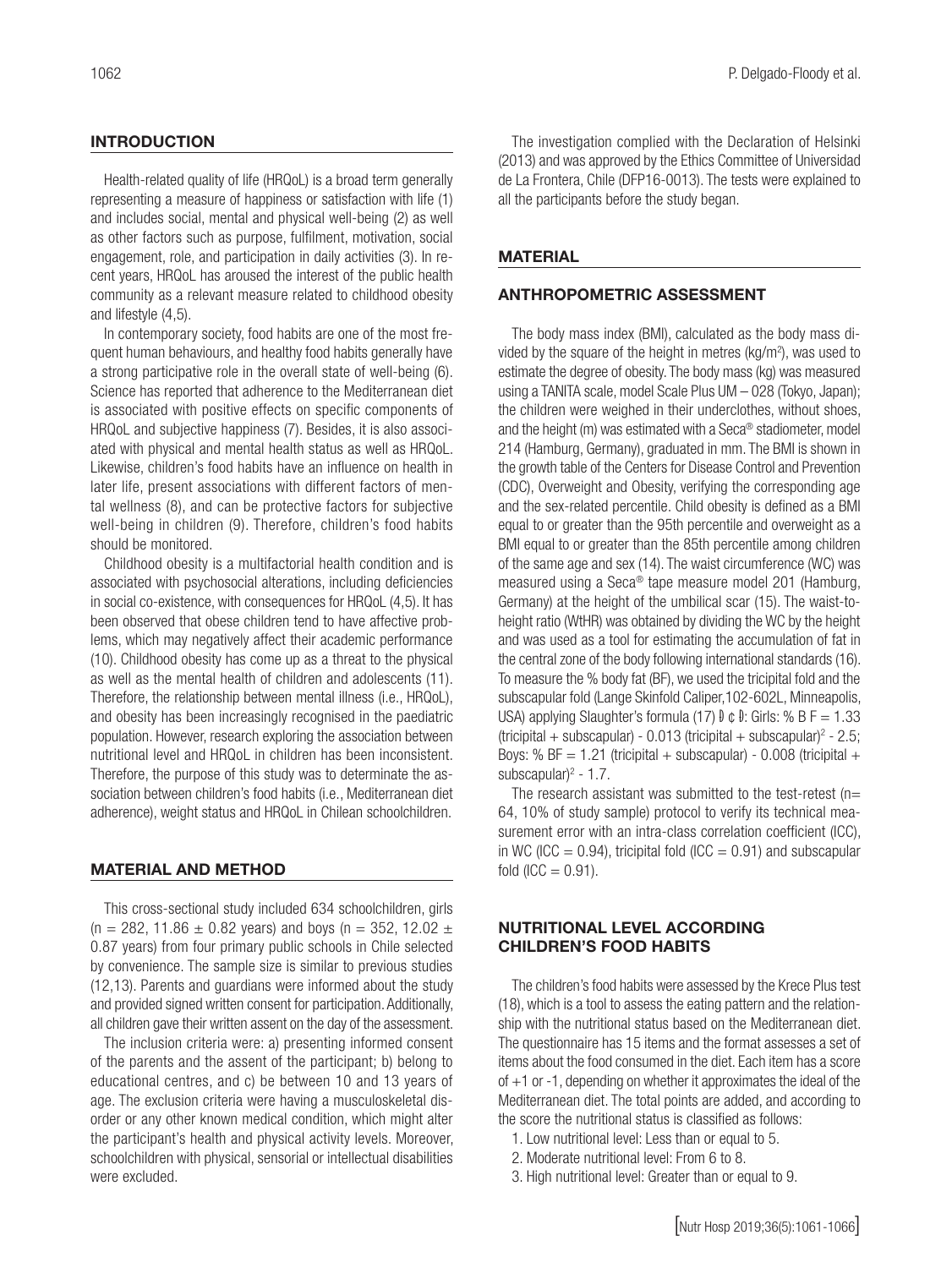## INTRODUCTION

Health-related quality of life (HRQoL) is a broad term generally representing a measure of happiness or satisfaction with life (1) and includes social, mental and physical well-being (2) as well as other factors such as purpose, fulfilment, motivation, social engagement, role, and participation in daily activities (3). In recent years, HRQoL has aroused the interest of the public health community as a relevant measure related to childhood obesity and lifestyle (4,5).

In contemporary society, food habits are one of the most frequent human behaviours, and healthy food habits generally have a strong participative role in the overall state of well-being (6). Science has reported that adherence to the Mediterranean diet is associated with positive effects on specific components of HRQoL and subjective happiness (7). Besides, it is also associated with physical and mental health status as well as HRQoL. Likewise, children's food habits have an influence on health in later life, present associations with different factors of mental wellness (8), and can be protective factors for subjective well-being in children (9). Therefore, children's food habits should be monitored.

Childhood obesity is a multifactorial health condition and is associated with psychosocial alterations, including deficiencies in social co-existence, with consequences for HRQoL (4,5). It has been observed that obese children tend to have affective problems, which may negatively affect their academic performance (10). Childhood obesity has come up as a threat to the physical as well as the mental health of children and adolescents (11). Therefore, the relationship between mental illness (i.e., HRQoL), and obesity has been increasingly recognised in the paediatric population. However, research exploring the association between nutritional level and HRQoL in children has been inconsistent. Therefore, the purpose of this study was to determinate the association between children's food habits (i.e., Mediterranean diet adherence), weight status and HRQoL in Chilean schoolchildren.

## MATERIAL AND METHOD

This cross-sectional study included 634 schoolchildren, girls ($n = 282$, $11.86 \pm 0.82$ years) and boys ($n = 352$, $12.02 \pm 0.87$ years) from four primary public schools in Chile selected by convenience. The sample size is similar to previous studies (12,13). Parents and guardians were informed about the study and provided signed written consent for participation. Additionally, all children gave their written assent on the day of the assessment.

The inclusion criteria were: a) presenting informed consent of the parents and the assent of the participant; b) belong to educational centres, and c) be between 10 and 13 years of age. The exclusion criteria were having a musculoskeletal disorder or any other known medical condition, which might alter the participant's health and physical activity levels. Moreover, schoolchildren with physical, sensorial or intellectual disabilities were excluded.

The investigation complied with the Declaration of Helsinki (2013) and was approved by the Ethics Committee of Universidad de La Frontera, Chile (DFP16-0013). The tests were explained to all the participants before the study began.

## MATERIAL

### ANTHROPOMETRIC ASSESSMENT

The body mass index (BMI), calculated as the body mass divided by the square of the height in metres ($kg/m^2$), was used to estimate the degree of obesity. The body mass (kg) was measured using a TANITA scale, model Scale Plus UM – 028 (Tokyo, Japan); the children were weighed in their underclothes, without shoes, and the height (m) was estimated with a Seca® stadiometer, model 214 (Hamburg, Germany), graduated in mm. The BMI is shown in the growth table of the Centers for Disease Control and Prevention (CDC), Overweight and Obesity, verifying the corresponding age and the sex-related percentile. Child obesity is defined as a BMI equal to or greater than the 95th percentile and overweight as a BMI equal to or greater than the 85th percentile among children of the same age and sex (14). The waist circumference (WC) was measured using a Seca® tape measure model 201 (Hamburg, Germany) at the height of the umbilical scar (15). The waist-to-height ratio (WtHR) was obtained by dividing the WC by the height and was used as a tool for estimating the accumulation of fat in the central zone of the body following international standards (16). To measure the % body fat (BF), we used the tricipital fold and the subscapular fold (Lange Skinfold Caliper,102-602L, Minneapolis, USA) applying Slaughter's formula (17) Đ ¢ Đ: Girls: $\% BF = 1.33 \text{ (tricipital + subscapular)} - 0.013 \text{ (tricipital + subscapular)}^2 - 2.5$; Boys: $\% BF = 1.21 \text{ (tricipital + subscapular)} - 0.008 \text{ (tricipital + subscapular)}^2 - 1.7$.

The research assistant was submitted to the test-retest (n= 64, 10% of study sample) protocol to verify its technical measurement error with an intra-class correlation coefficient (ICC), in WC (ICC = 0.94), tricipital fold (ICC = 0.91) and subscapular fold (ICC = 0.91).

### NUTRITIONAL LEVEL ACCORDING CHILDREN'S FOOD HABITS

The children's food habits were assessed by the Krece Plus test (18), which is a tool to assess the eating pattern and the relationship with the nutritional status based on the Mediterranean diet. The questionnaire has 15 items and the format assesses a set of items about the food consumed in the diet. Each item has a score of +1 or -1, depending on whether it approximates the ideal of the Mediterranean diet. The total points are added, and according to the score the nutritional status is classified as follows:

1. Low nutritional level: Less than or equal to 5.
2. Moderate nutritional level: From 6 to 8.
3. High nutritional level: Greater than or equal to 9.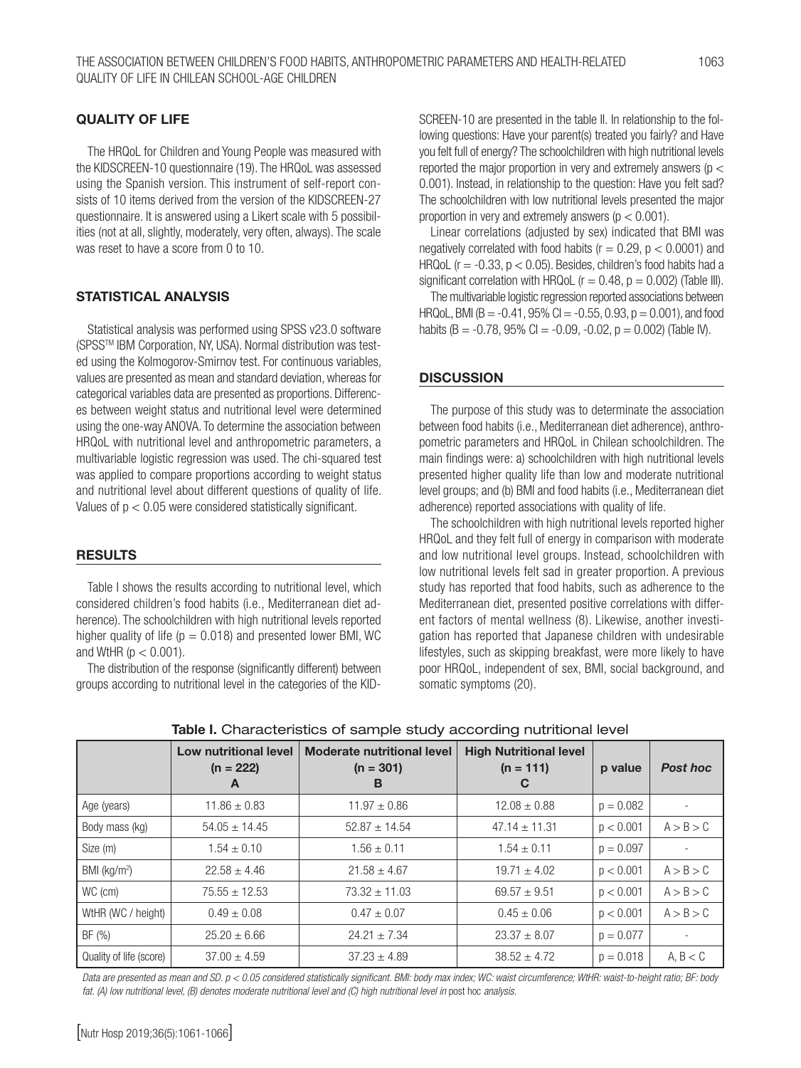## QUALITY OF LIFE

The HRQoL for Children and Young People was measured with the KIDSCREEN-10 questionnaire (19). The HRQoL was assessed using the Spanish version. This instrument of self-report consists of 10 items derived from the version of the KIDSCREEN-27 questionnaire. It is answered using a Likert scale with 5 possibilities (not at all, slightly, moderately, very often, always). The scale was reset to have a score from 0 to 10.

## STATISTICAL ANALYSIS

Statistical analysis was performed using SPSS v23.0 software (SPSS™ IBM Corporation, NY, USA). Normal distribution was tested using the Kolmogorov-Smirnov test. For continuous variables, values are presented as mean and standard deviation, whereas for categorical variables data are presented as proportions. Differences between weight status and nutritional level were determined using the one-way ANOVA. To determine the association between HRQoL with nutritional level and anthropometric parameters, a multivariable logistic regression was used. The chi-squared test was applied to compare proportions according to weight status and nutritional level about different questions of quality of life. Values of $p < 0.05$ were considered statistically significant.

## RESULTS

Table I shows the results according to nutritional level, which considered children's food habits (i.e., Mediterranean diet adherence). The schoolchildren with high nutritional levels reported higher quality of life ($p = 0.018$) and presented lower BMI, WC and WtHR ($p < 0.001$).

The distribution of the response (significantly different) between groups according to nutritional level in the categories of the KIDSCREEN-10 are presented in the table II. In relationship to the following questions: Have your parent(s) treated you fairly? and Have you felt full of energy? The schoolchildren with high nutritional levels reported the major proportion in very and extremely answers ($p < 0.001$). Instead, in relationship to the question: Have you felt sad? The schoolchildren with low nutritional levels presented the major proportion in very and extremely answers ($p < 0.001$).

Linear correlations (adjusted by sex) indicated that BMI was negatively correlated with food habits ($r = 0.29$, $p < 0.0001$) and HRQoL ($r = -0.33$, $p < 0.05$). Besides, children's food habits had a significant correlation with HRQoL ($r = 0.48$, $p = 0.002$) (Table III).

The multivariable logistic regression reported associations between HRQoL, BMI ($B = -0.41$, 95% CI = -0.55, 0.93, $p = 0.001$), and food habits ($B = -0.78$, 95% CI = -0.09, -0.02, $p = 0.002$) (Table IV).

## DISCUSSION

The purpose of this study was to determinate the association between food habits (i.e., Mediterranean diet adherence), anthropometric parameters and HRQoL in Chilean schoolchildren. The main findings were: a) schoolchildren with high nutritional levels presented higher quality life than low and moderate nutritional level groups; and (b) BMI and food habits (i.e., Mediterranean diet adherence) reported associations with quality of life.

The schoolchildren with high nutritional levels reported higher HRQoL and they felt full of energy in comparison with moderate and low nutritional level groups. Instead, schoolchildren with low nutritional levels felt sad in greater proportion. A previous study has reported that food habits, such as adherence to the Mediterranean diet, presented positive correlations with different factors of mental wellness (8). Likewise, another investigation has reported that Japanese children with undesirable lifestyles, such as skipping breakfast, were more likely to have poor HRQoL, independent of sex, BMI, social background, and somatic symptoms (20).

**Table I.** Characteristics of sample study according nutritional level

| | Low nutritional level (n = 222) A | Moderate nutritional level (n = 301) B | High Nutritional level (n = 111) C | p value | *Post hoc* |
|---|---|---|---|---|---|
| Age (years) | 11.86 ± 0.83 | 11.97 ± 0.86 | 12.08 ± 0.88 | p = 0.082 | - |
| Body mass (kg) | 54.05 ± 14.45 | 52.87 ± 14.54 | 47.14 ± 11.31 | p < 0.001 | A > B > C |
| Size (m) | 1.54 ± 0.10 | 1.56 ± 0.11 | 1.54 ± 0.11 | p = 0.097 | - |
| BMI (kg/m²) | 22.58 ± 4.46 | 21.58 ± 4.67 | 19.71 ± 4.02 | p < 0.001 | A > B > C |
| WC (cm) | 75.55 ± 12.53 | 73.32 ± 11.03 | 69.57 ± 9.51 | p < 0.001 | A > B > C |
| WtHR (WC / height) | 0.49 ± 0.08 | 0.47 ± 0.07 | 0.45 ± 0.06 | p < 0.001 | A > B > C |
| BF (%) | 25.20 ± 6.66 | 24.21 ± 7.34 | 23.37 ± 8.07 | p = 0.077 | - |
| Quality of life (score) | 37.00 ± 4.59 | 37.23 ± 4.89 | 38.52 ± 4.72 | p = 0.018 | A, B < C |

*Data are presented as mean and SD. p < 0.05 considered statistically significant. BMI: body max index; WC: waist circumference; WtHR: waist-to-height ratio; BF: body fat. (A) low nutritional level, (B) denotes moderate nutritional level and (C) high nutritional level in* post hoc *analysis.*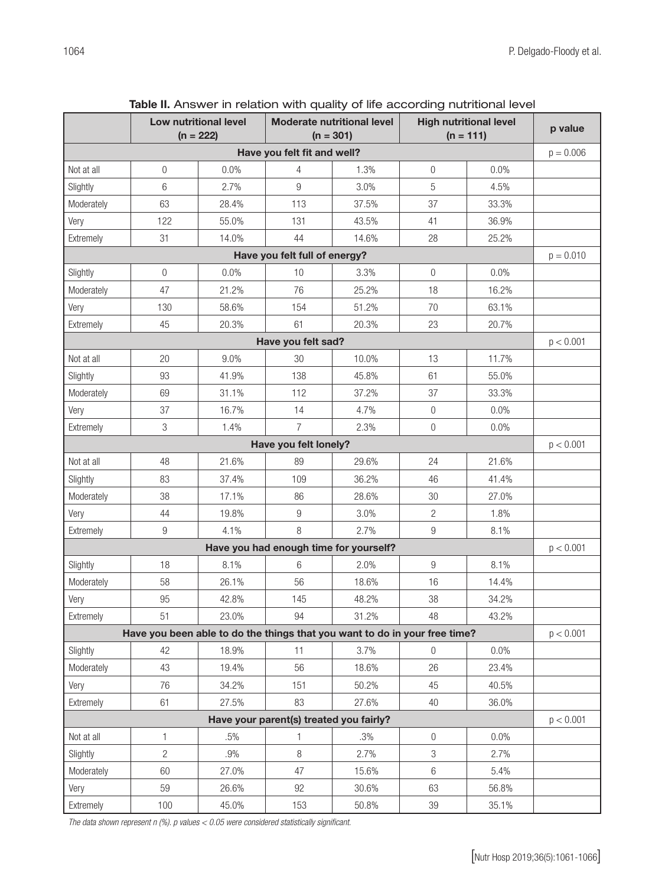**Table II.** Answer in relation with quality of life according nutritional level

| | Low nutritional level (n = 222) | | Moderate nutritional level (n = 301) | | High nutritional level (n = 111) | | p value |
|---|---|---|---|---|---|---|---|
| **Have you felt fit and well?** | | | | | | | p = 0.006 |
| Not at all | 0 | 0.0% | 4 | 1.3% | 0 | 0.0% | |
| Slightly | 6 | 2.7% | 9 | 3.0% | 5 | 4.5% | |
| Moderately | 63 | 28.4% | 113 | 37.5% | 37 | 33.3% | |
| Very | 122 | 55.0% | 131 | 43.5% | 41 | 36.9% | |
| Extremely | 31 | 14.0% | 44 | 14.6% | 28 | 25.2% | |
| **Have you felt full of energy?** | | | | | | | p = 0.010 |
| Slightly | 0 | 0.0% | 10 | 3.3% | 0 | 0.0% | |
| Moderately | 47 | 21.2% | 76 | 25.2% | 18 | 16.2% | |
| Very | 130 | 58.6% | 154 | 51.2% | 70 | 63.1% | |
| Extremely | 45 | 20.3% | 61 | 20.3% | 23 | 20.7% | |
| **Have you felt sad?** | | | | | | | p < 0.001 |
| Not at all | 20 | 9.0% | 30 | 10.0% | 13 | 11.7% | |
| Slightly | 93 | 41.9% | 138 | 45.8% | 61 | 55.0% | |
| Moderately | 69 | 31.1% | 112 | 37.2% | 37 | 33.3% | |
| Very | 37 | 16.7% | 14 | 4.7% | 0 | 0.0% | |
| Extremely | 3 | 1.4% | 7 | 2.3% | 0 | 0.0% | |
| **Have you felt lonely?** | | | | | | | p < 0.001 |
| Not at all | 48 | 21.6% | 89 | 29.6% | 24 | 21.6% | |
| Slightly | 83 | 37.4% | 109 | 36.2% | 46 | 41.4% | |
| Moderately | 38 | 17.1% | 86 | 28.6% | 30 | 27.0% | |
| Very | 44 | 19.8% | 9 | 3.0% | 2 | 1.8% | |
| Extremely | 9 | 4.1% | 8 | 2.7% | 9 | 8.1% | |
| **Have you had enough time for yourself?** | | | | | | | p < 0.001 |
| Slightly | 18 | 8.1% | 6 | 2.0% | 9 | 8.1% | |
| Moderately | 58 | 26.1% | 56 | 18.6% | 16 | 14.4% | |
| Very | 95 | 42.8% | 145 | 48.2% | 38 | 34.2% | |
| Extremely | 51 | 23.0% | 94 | 31.2% | 48 | 43.2% | |
| **Have you been able to do the things that you want to do in your free time?** | | | | | | | p < 0.001 |
| Slightly | 42 | 18.9% | 11 | 3.7% | 0 | 0.0% | |
| Moderately | 43 | 19.4% | 56 | 18.6% | 26 | 23.4% | |
| Very | 76 | 34.2% | 151 | 50.2% | 45 | 40.5% | |
| Extremely | 61 | 27.5% | 83 | 27.6% | 40 | 36.0% | |
| **Have your parent(s) treated you fairly?** | | | | | | | p < 0.001 |
| Not at all | 1 | .5% | 1 | .3% | 0 | 0.0% | |
| Slightly | 2 | .9% | 8 | 2.7% | 3 | 2.7% | |
| Moderately | 60 | 27.0% | 47 | 15.6% | 6 | 5.4% | |
| Very | 59 | 26.6% | 92 | 30.6% | 63 | 56.8% | |
| Extremely | 100 | 45.0% | 153 | 50.8% | 39 | 35.1% | |

*The data shown represent n (%). p values < 0.05 were considered statistically significant.*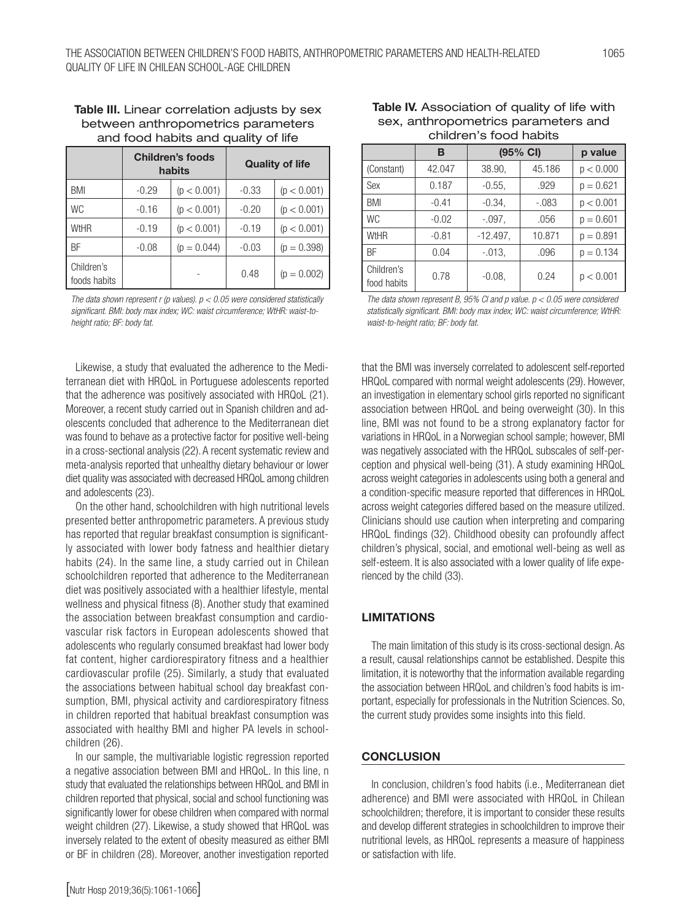**Table III.** Linear correlation adjusts by sex between anthropometric parameters and food habits and quality of life

| | Children's foods habits | | Quality of life | |
|---|---|---|---|---|
| BMI | -0.29 | (p < 0.001) | -0.33 | (p < 0.001) |
| WC | -0.16 | (p < 0.001) | -0.20 | (p < 0.001) |
| WtHR | -0.19 | (p < 0.001) | -0.19 | (p < 0.001) |
| BF | -0.08 | (p = 0.044) | -0.03 | (p = 0.398) |
| Children's foods habits | | - | 0.48 | (p = 0.002) |

*The data shown represent r (p values). $p < 0.05$ were considered statistically significant. BMI: body max index; WC: waist circumference; WtHR: waist-to-height ratio; BF: body fat.*

**Table IV.** Association of quality of life with sex, anthropometrics parameters and children's food habits

| | B | (95% CI) | | p value |
|---|---|---|---|---|
| (Constant) | 42.047 | 38.90, | 45.186 | p < 0.000 |
| Sex | 0.187 | -0.55, | .929 | p = 0.621 |
| BMI | -0.41 | -0.34, | -.083 | p < 0.001 |
| WC | -0.02 | -.097, | .056 | p = 0.601 |
| WtHR | -0.81 | -12.497, | 10.871 | p = 0.891 |
| BF | 0.04 | -.013, | .096 | p = 0.134 |
| Children's food habits | 0.78 | -0.08, | 0.24 | p < 0.001 |

*The data shown represent B, 95% CI and p value. $p < 0.05$ were considered statistically significant. BMI: body max index; WC: waist circumference; WtHR: waist-to-height ratio; BF: body fat.*

Likewise, a study that evaluated the adherence to the Mediterranean diet with HRQoL in Portuguese adolescents reported that the adherence was positively associated with HRQoL (21). Moreover, a recent study carried out in Spanish children and adolescents concluded that adherence to the Mediterranean diet was found to behave as a protective factor for positive well-being in a cross-sectional analysis (22). A recent systematic review and meta-analysis reported that unhealthy dietary behaviour or lower diet quality was associated with decreased HRQoL among children and adolescents (23).

On the other hand, schoolchildren with high nutritional levels presented better anthropometric parameters. A previous study has reported that regular breakfast consumption is significantly associated with lower body fatness and healthier dietary habits (24). In the same line, a study carried out in Chilean schoolchildren reported that adherence to the Mediterranean diet was positively associated with a healthier lifestyle, mental wellness and physical fitness (8). Another study that examined the association between breakfast consumption and cardiovascular risk factors in European adolescents showed that adolescents who regularly consumed breakfast had lower body fat content, higher cardiorespiratory fitness and a healthier cardiovascular profile (25). Similarly, a study that evaluated the associations between habitual school day breakfast consumption, BMI, physical activity and cardiorespiratory fitness in children reported that habitual breakfast consumption was associated with healthy BMI and higher PA levels in schoolchildren (26).

In our sample, the multivariable logistic regression reported a negative association between BMI and HRQoL. In this line, n study that evaluated the relationships between HRQoL and BMI in children reported that physical, social and school functioning was significantly lower for obese children when compared with normal weight children (27). Likewise, a study showed that HRQoL was inversely related to the extent of obesity measured as either BMI or BF in children (28). Moreover, another investigation reported that the BMI was inversely correlated to adolescent self-reported HRQoL compared with normal weight adolescents (29). However, an investigation in elementary school girls reported no significant association between HRQoL and being overweight (30). In this line, BMI was not found to be a strong explanatory factor for variations in HRQoL in a Norwegian school sample; however, BMI was negatively associated with the HRQoL subscales of self-perception and physical well-being (31). A study examining HRQoL across weight categories in adolescents using both a general and a condition-specific measure reported that differences in HRQoL across weight categories differed based on the measure utilized. Clinicians should use caution when interpreting and comparing HRQoL findings (32). Childhood obesity can profoundly affect children's physical, social, and emotional well-being as well as self-esteem. It is also associated with a lower quality of life experienced by the child (33).

## LIMITATIONS

The main limitation of this study is its cross-sectional design. As a result, causal relationships cannot be established. Despite this limitation, it is noteworthy that the information available regarding the association between HRQoL and children's food habits is important, especially for professionals in the Nutrition Sciences. So, the current study provides some insights into this field.

## CONCLUSION

In conclusion, children's food habits (i.e., Mediterranean diet adherence) and BMI were associated with HRQoL in Chilean schoolchildren; therefore, it is important to consider these results and develop different strategies in schoolchildren to improve their nutritional levels, as HRQoL represents a measure of happiness or satisfaction with life.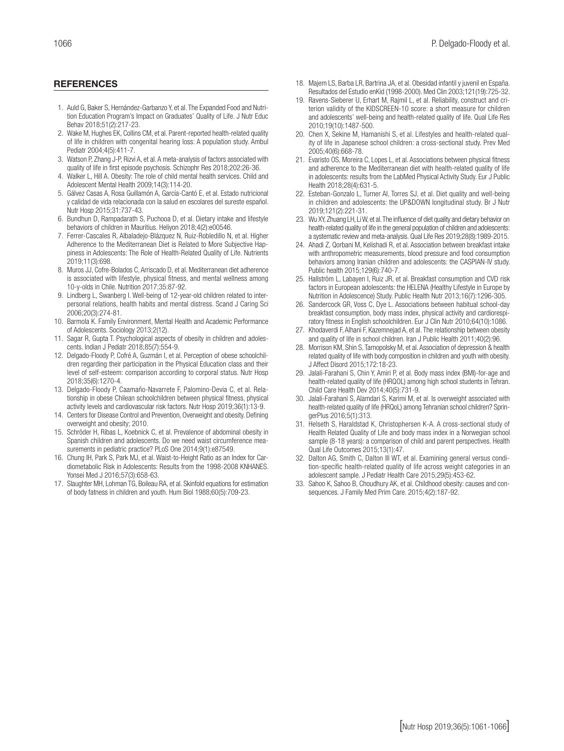## REFERENCES

1. Auld G, Baker S, Hernández-Garbanzo Y, et al. The Expanded Food and Nutrition Education Program's Impact on Graduates' Quality of Life. J Nutr Educ Behav 2018;51(2):217-23.
2. Wake M, Hughes EK, Collins CM, et al. Parent-reported health-related quality of life in children with congenital hearing loss: A population study. Ambul Pediatr 2004;4(5):411-7.
3. Watson P, Zhang J-P, Rizvi A, et al. A meta-analysis of factors associated with quality of life in first episode psychosis. Schizophr Res 2018;202:26-36.
4. Walker L, Hill A. Obesity: The role of child mental health services. Child and Adolescent Mental Health 2009;14(3):114-20.
5. Gálvez Casas A, Rosa Guillamón A, García-Cantó E, et al. Estado nutricional y calidad de vida relacionada con la salud en escolares del sureste español. Nutr Hosp 2015;31:737-43.
6. Bundhun D, Rampadarath S, Puchooa D, et al. Dietary intake and lifestyle behaviors of children in Mauritius. Heliyon 2018;4(2):e00546.
7. Ferrer-Cascales R, Albaladejo-Blázquez N, Ruiz-Robledillo N, et al. Higher Adherence to the Mediterranean Diet is Related to More Subjective Happiness in Adolescents: The Role of Health-Related Quality of Life. Nutrients 2019;11(3):698.
8. Muros JJ, Cofre-Bolados C, Arriscado D, et al. Mediterranean diet adherence is associated with lifestyle, physical fitness, and mental wellness among 10-y-olds in Chile. Nutrition 2017;35:87-92.
9. Lindberg L, Swanberg I. Well-being of 12-year-old children related to interpersonal relations, health habits and mental distress. Scand J Caring Sci 2006;20(3):274-81.
10. Barmola K. Family Environment, Mental Health and Academic Performance of Adolescents. Sociology 2013;2(12).
11. Sagar R, Gupta T. Psychological aspects of obesity in children and adolescents. Indian J Pediatr 2018;85(7):554-9.
12. Delgado-Floody P, Cofré A, Guzmán I, et al. Perception of obese schoolchildren regarding their participation in the Physical Education class and their level of self-esteem: comparison according to corporal status. Nutr Hosp 2018;35(6):1270-4.
13. Delgado-Floody P, Caamaño-Navarrete F, Palomino-Devia C, et al. Relationship in obese Chilean schoolchildren between physical fitness, physical activity levels and cardiovascular risk factors. Nutr Hosp 2019;36(1):13-9.
14. Centers for Disease Control and Prevention, Overweight and obesity. Defining overweight and obesity; 2010.
15. Schröder H, Ribas L, Koebnick C, et al. Prevalence of abdominal obesity in Spanish children and adolescents. Do we need waist circumference measurements in pediatric practice? PLoS One 2014;9(1):e87549.
16. Chung IH, Park S, Park MJ, et al. Waist-to-Height Ratio as an Index for Cardiometabolic Risk in Adolescents: Results from the 1998-2008 KNHANES. Yonsei Med J 2016;57(3):658-63.
17. Slaughter MH, Lohman TG, Boileau RA, et al. Skinfold equations for estimation of body fatness in children and youth. Hum Biol 1988;60(5):709-23.
18. Majem LS, Barba LR, Bartrina JA, et al. Obesidad infantil y juvenil en España. Resultados del Estudio enKid (1998-2000). Med Clin 2003;121(19):725-32.
19. Ravens-Sieberer U, Erhart M, Rajmil L, et al. Reliability, construct and criterion validity of the KIDSCREEN-10 score: a short measure for children and adolescents' well-being and health-related quality of life. Qual Life Res 2010;19(10):1487-500.
20. Chen X, Sekine M, Hamanishi S, et al. Lifestyles and health-related quality of life in Japanese school children: a cross-sectional study. Prev Med 2005;40(6):668-78.
21. Evaristo OS, Moreira C, Lopes L, et al. Associations between physical fitness and adherence to the Mediterranean diet with health-related quality of life in adolescents: results from the LabMed Physical Activity Study. Eur J Public Health 2018;28(4):631-5.
22. Esteban-Gonzalo L, Turner AI, Torres SJ, et al. Diet quality and well-being in children and adolescents: the UP&DOWN longitudinal study. Br J Nutr 2019;121(2):221-31.
23. Wu XY, Zhuang LH, Li W, et al. The influence of diet quality and dietary behavior on health-related quality of life in the general population of children and adolescents: a systematic review and meta-analysis. Qual Life Res 2019;28(8):1989-2015.
24. Ahadi Z, Qorbani M, Kelishadi R, et al. Association between breakfast intake with anthropometric measurements, blood pressure and food consumption behaviors among Iranian children and adolescents: the CASPIAN-IV study. Public health 2015;129(6):740-7.
25. Hallström L, Labayen I, Ruiz JR, et al. Breakfast consumption and CVD risk factors in European adolescents: the HELENA (Healthy Lifestyle in Europe by Nutrition in Adolescence) Study. Public Health Nutr 2013;16(7):1296-305.
26. Sandercock GR, Voss C, Dye L. Associations between habitual school-day breakfast consumption, body mass index, physical activity and cardiorespiratory fitness in English schoolchildren. Eur J Clin Nutr 2010;64(10):1086.
27. Khodaverdi F, Alhani F, Kazemnejad A, et al. The relationship between obesity and quality of life in school children. Iran J Public Health 2011;40(2):96.
28. Morrison KM, Shin S, Tarnopolsky M, et al. Association of depression & health related quality of life with body composition in children and youth with obesity. J Affect Disord 2015;172:18-23.
29. Jalali-Farahani S, Chin Y, Amiri P, et al. Body mass index (BMI)-for-age and health-related quality of life (HRQOL) among high school students in Tehran. Child Care Health Dev 2014;40(5):731-9.
30. Jalali-Farahani S, Alamdari S, Karimi M, et al. Is overweight associated with health-related quality of life (HRQoL) among Tehranian school children? SpringerPlus 2016;5(1):313.
31. Helseth S, Haraldstad K, Christophersen K-A. A cross-sectional study of Health Related Quality of Life and body mass index in a Norwegian school sample (8-18 years): a comparison of child and parent perspectives. Health Qual Life Outcomes 2015;13(1):47.
32. Dalton AG, Smith C, Dalton III WT, et al. Examining general versus condition-specific health-related quality of life across weight categories in an adolescent sample. J Pediatr Health Care 2015;29(5):453-62.
33. Sahoo K, Sahoo B, Choudhury AK, et al. Childhood obesity: causes and consequences. J Family Med Prim Care. 2015;4(2):187-92.